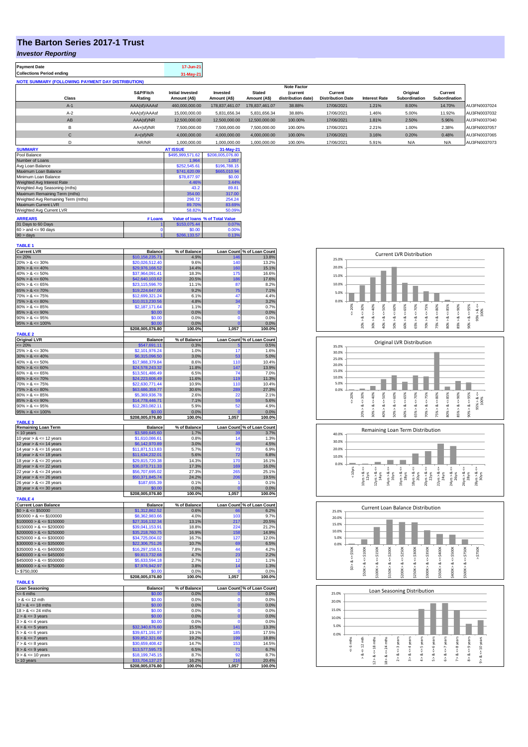# The Barton Series 2017-1 Trust

## *Investor Reporting*

| | |
|---|---|
| **Payment Date** | 17-Jun-21 |
| **Collections Period ending** | 31-May-21 |

**NOTE SUMMARY (FOLLOWING PAYMENT DAY DISTRIBUTION)**

| Class | S&P/Fitch Rating | Initial Invested Amount (A$) | Invested Amount (A$) | Stated Amount (A$) | Note Factor (current distribution date) | Current Distribution Date | Interest Rate | Original Subordination | Current Subordination | |
|---|---|---|---|---|---|---|---|---|---|---|
| A-1 | AAA(sf)/AAAsf | 460,000,000.00 | 178,837,461.07 | 178,837,461.07 | 38.88% | 17/06/2021 | 1.21% | 8.00% | 14.70% | AU3FN0037024 |
| A-2 | AAA(sf)/AAAsf | 15,000,000.00 | 5,831,656.34 | 5,831,656.34 | 38.88% | 17/06/2021 | 1.46% | 5.00% | 11.92% | AU3FN0037032 |
| AB | AAA(sf)/NR | 12,500,000.00 | 12,500,000.00 | 12,500,000.00 | 100.00% | 17/06/2021 | 1.81% | 2.50% | 5.96% | AU3FN0037040 |
| B | AA+(sf)/NR | 7,500,000.00 | 7,500,000.00 | 7,500,000.00 | 100.00% | 17/06/2021 | 2.21% | 1.00% | 2.38% | AU3FN0037057 |
| C | A+(sf)/NR | 4,000,000.00 | 4,000,000.00 | 4,000,000.00 | 100.00% | 17/06/2021 | 3.16% | 0.20% | 0.48% | AU3FN0037065 |
| D | NR/NR | 1,000,000.00 | 1,000,000.00 | 1,000,000.00 | 100.00% | 17/06/2021 | 5.91% | N/A | N/A | AU3FN0037073 |

| SUMMARY | AT ISSUE | 31-May-21 |
|---|---|---|
| Pool Balance | $495,999,571.62 | $208,005,076.80 |
| Number of Loans | 1,964 | 1,057 |
| Avg Loan Balance | $252,545.61 | $196,788.15 |
| Maximum Loan Balance | $741,620.09 | $665,010.94 |
| Minimum Loan Balance | $78,877.97 | $0.00 |
| Weighted Avg Interest Rate | 4.46% | 3.44% |
| Weighted Avg Seasoning (mths) | 43.2 | 89.81 |
| Maximum Remaining Term (mths) | 354.00 | 317.00 |
| Weighted Avg Remaining Term (mths) | 298.72 | 254.24 |
| Maximum Current LVR | 89.70% | 83.69% |
| Weighted Avg Current LVR | 58.82% | 50.09% |

| ARREARS | # Loans | Value of loans | % of Total Value |
|---|---|---|---|
| 31 Days to 60 Days | 1 | $153,075.44 | 0.07% |
| 60 > and <= 90 days | 0 | $0.00 | 0.00% |
| 90 > days | 1 | $266,133.57 | 0.13% |

**TABLE 1**

| Current LVR | Balance | % of Balance | Loan Count | % of Loan Count |
|---|---|---|---|---|
| <= 20% | $10,158,235.71 | 4.9% | 146 | 13.8% |
| 20% > & <= 30% | $20,026,512.40 | 9.6% | 140 | 13.2% |
| 30% > & <= 40% | $29,976,166.52 | 14.4% | 160 | 15.1% |
| 40% > & <= 50% | $37,964,091.41 | 18.3% | 175 | 16.6% |
| 50% > & <= 60% | $42,640,103.62 | 20.5% | 186 | 17.6% |
| 60% > & <= 65% | $23,115,596.70 | 11.1% | 87 | 8.2% |
| 65% > & <= 70% | $19,224,647.00 | 9.2% | 75 | 7.1% |
| 70% > & <= 75% | $12,699,321.24 | 6.1% | 47 | 4.4% |
| 75% > & <= 80% | $10,013,230.56 | 4.8% | 34 | 3.2% |
| 80% > & <= 85% | $2,187,171.64 | 1.1% | 7 | 0.7% |
| 85% > & <= 90% | $0.00 | 0.0% | 0 | 0.0% |
| 90% > & <= 95% | $0.00 | 0.0% | 0 | 0.0% |
| 95% > & <= 100% | $0.00 | 0.0% | 0 | 0.0% |
| | $208,005,076.80 | 100.0% | 1,057 | 100.0% |

**TABLE 2**

| Original LVR | Balance | % of Balance | Loan Count | % of Loan Count |
|---|---|---|---|---|
| <= 20% | $547,691.11 | 0.3% | 5 | 0.5% |
| 25% > & <= 30% | $2,101,976.24 | 1.0% | 17 | 1.6% |
| 30% > & <= 40% | $6,315,096.50 | 3.0% | 53 | 5.0% |
| 40% > & <= 50% | $17,988,379.84 | 8.6% | 110 | 10.4% |
| 50% > & <= 60% | $24,578,243.32 | 11.8% | 147 | 13.9% |
| 60% > & <= 65% | $13,501,486.49 | 6.5% | 74 | 7.0% |
| 65% > & <= 70% | $24,223,606.49 | 11.6% | 119 | 11.3% |
| 70% > & <= 75% | $22,630,771.44 | 10.9% | 110 | 10.4% |
| 75% > & <= 80% | $63,686,359.77 | 30.6% | 289 | 27.3% |
| 80% > & <= 85% | $5,369,936.78 | 2.6% | 22 | 2.1% |
| 85% > & <= 90% | $14,778,446.71 | 7.1% | 59 | 5.6% |
| 90% > & <= 95% | $12,283,082.11 | 5.9% | 52 | 4.9% |
| 95% > & <= 100% | $0.00 | 0.0% | 0 | 0.0% |
| | $208,005,076.80 | 100.0% | 1,057 | 100.0% |

**TABLE 3**

| Remaining Loan Term | Balance | % of Balance | Loan Count | % of Loan Count |
|---|---|---|---|---|
| < 10 years | $3,589,645.60 | 1.7% | 39 | 3.7% |
| 10 year > & <= 12 years | $1,610,086.61 | 0.8% | 14 | 1.3% |
| 12 year > & <= 14 years | $6,142,970.89 | 3.0% | 48 | 4.5% |
| 14 year > & <= 16 years | $11,871,513.83 | 5.7% | 73 | 6.9% |
| 16 year > & <= 18 years | $11,634,232.01 | 5.6% | 72 | 6.8% |
| 18 year > & <= 20 years | $29,815,720.38 | 14.3% | 170 | 16.1% |
| 20 year > & <= 22 years | $36,073,711.33 | 17.3% | 169 | 16.0% |
| 22 year > & <= 24 years | $56,707,695.02 | 27.3% | 265 | 25.1% |
| 24 year > & <= 26 years | $50,371,845.74 | 24.2% | 206 | 19.5% |
| 26 year > & <= 28 years | $187,655.39 | 0.1% | 1 | 0.1% |
| 28 year > & <= 30 years | $0.00 | 0.0% | 0 | 0.0% |
| | $208,005,076.80 | 100.0% | 1,057 | 100.0% |

**TABLE 4**

| Current Loan Balance | Balance | % of Balance | Loan Count | % of Loan Count |
|---|---|---|---|---|
| $0 > & <= $50000 | $1,312,862.52 | 0.6% | 66 | 6.2% |
| $50000 > & <= $100000 | $8,362,983.66 | 4.0% | 103 | 9.7% |
| $100000 > & <= $150000 | $27,316,132.34 | 13.1% | 217 | 20.5% |
| $150000 > & <= $200000 | $39,041,153.91 | 18.8% | 224 | 21.2% |
| $200000 > & <= $250000 | $35,218,760.75 | 16.9% | 158 | 14.9% |
| $250000 > & <= $300000 | $34,725,004.02 | 16.7% | 127 | 12.0% |
| $300000 > & <= $350000 | $22,306,751.26 | 10.7% | 69 | 6.5% |
| $350000 > & <= $400000 | $16,297,158.51 | 7.8% | 44 | 4.2% |
| $400000 > & <= $450000 | $9,813,732.68 | 4.7% | 23 | 2.2% |
| $450000 > & <= $500000 | $5,633,594.18 | 2.7% | 12 | 1.1% |
| $500000 > & <= $750000 | $7,976,942.97 | 3.8% | 14 | 1.3% |
| > $750,000 | $0.00 | 0.0% | 0 | 0.0% |
| | $208,005,076.80 | 100.0% | 1,057 | 100.0% |

**TABLE 5**

| Loan Seasoning | Balance | % of Balance | Loan Count | % of Loan Count |
|---|---|---|---|---|
| <= 6 mths | $0.00 | 0.0% | 0 | 0.0% |
| > & <= 12 mth | $0.00 | 0.0% | 0 | 0.0% |
| 12 > & <= 18 mths | $0.00 | 0.0% | 0 | 0.0% |
| 18 > & <= 24 mths | $0.00 | 0.0% | 0 | 0.0% |
| 2 > & <= 3 years | $0.00 | 0.0% | 0 | 0.0% |
| 3 > & <= 4 years | $0.00 | 0.0% | 0 | 0.0% |
| 4 > & <= 5 years | $32,340,676.60 | 15.5% | 141 | 13.3% |
| 5 > & <= 6 years | $39,671,191.97 | 19.1% | 185 | 17.5% |
| 6 > & <= 7 years | $39,852,321.66 | 19.2% | 199 | 18.8% |
| 7 > & <= 8 years | $30,659,408.42 | 14.7% | 153 | 14.5% |
| 8 > & <= 9 years | $13,577,595.73 | 6.5% | 71 | 6.7% |
| 9 > & <= 10 years | $18,199,745.15 | 8.7% | 92 | 8.7% |
| > 10 years | $33,704,137.27 | 16.2% | 216 | 20.4% |
| | $208,005,076.80 | 100.0% | 1,057 | 100.0% |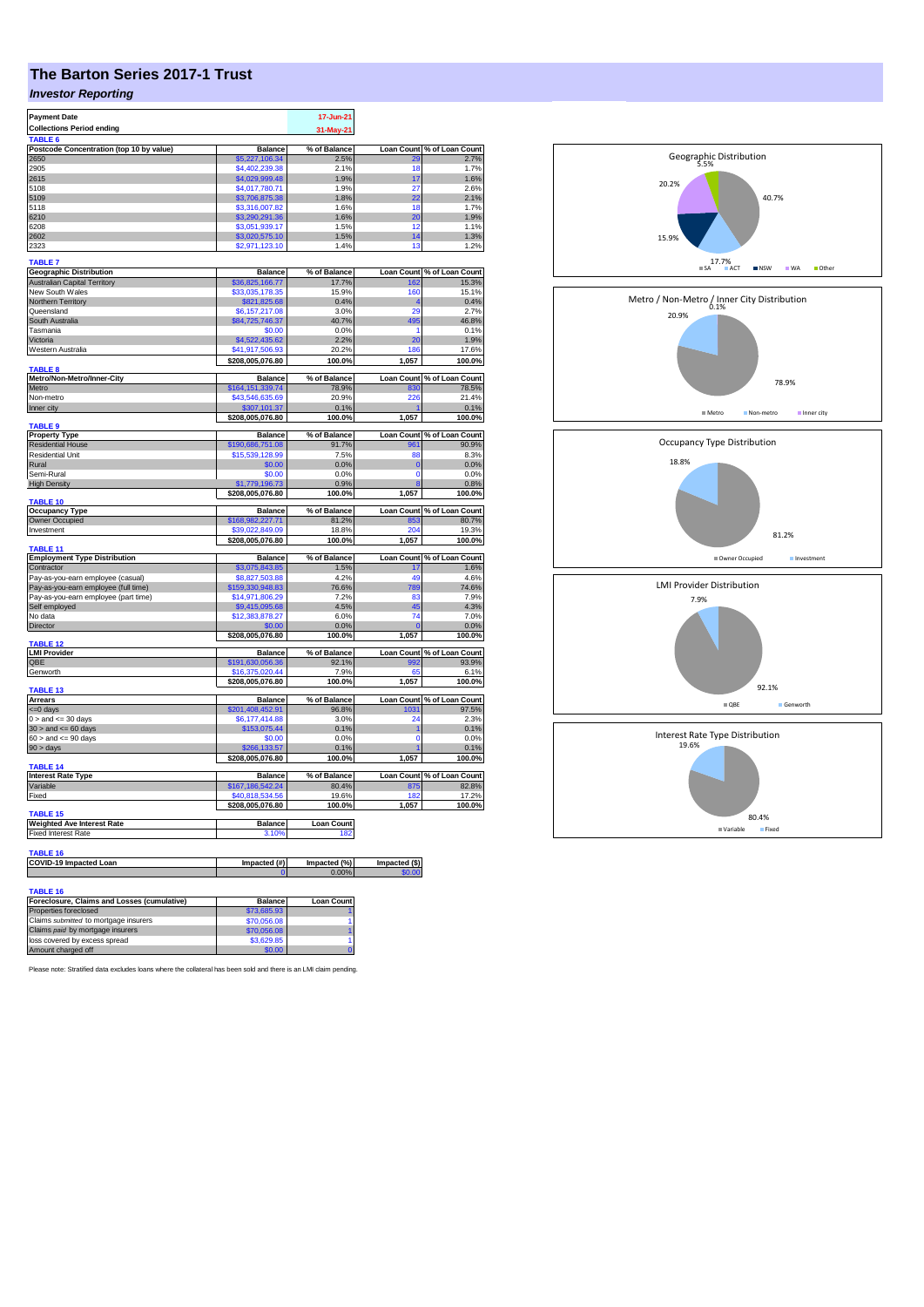# The Barton Series 2017-1 Trust

## *Investor Reporting*

| Payment Date | 17-Jun-21 |
|---|---|
| Collections Period ending | 31-May-21 |

**TABLE 6**

| Postcode Concentration (top 10 by value) | Balance | % of Balance | Loan Count | % of Loan Count |
|---|---|---|---|---|
| 2650 | $5,227,106.34 | 2.5% | 29 | 2.7% |
| 2905 | $4,402,239.38 | 2.1% | 18 | 1.7% |
| 2615 | $4,029,999.48 | 1.9% | 17 | 1.6% |
| 5108 | $4,017,780.71 | 1.9% | 27 | 2.6% |
| 5109 | $3,706,875.38 | 1.8% | 22 | 2.1% |
| 5118 | $3,316,007.82 | 1.6% | 18 | 1.7% |
| 6210 | $3,290,291.36 | 1.6% | 20 | 1.9% |
| 6208 | $3,051,939.17 | 1.5% | 12 | 1.1% |
| 2602 | $3,020,575.10 | 1.5% | 14 | 1.3% |
| 2323 | $2,971,123.10 | 1.4% | 13 | 1.2% |

**TABLE 7**

| Geographic Distribution | Balance | % of Balance | Loan Count | % of Loan Count |
|---|---|---|---|---|
| Australian Capital Territory | $36,825,166.77 | 17.7% | 162 | 15.3% |
| New South Wales | $33,035,178.35 | 15.9% | 160 | 15.1% |
| Northern Territory | $821,825.68 | 0.4% | 4 | 0.4% |
| Queensland | $6,157,217.08 | 3.0% | 29 | 2.7% |
| South Australia | $84,725,746.37 | 40.7% | 495 | 46.8% |
| Tasmania | $0.00 | 0.0% | 1 | 0.1% |
| Victoria | $4,522,435.62 | 2.2% | 20 | 1.9% |
| Western Australia | $41,917,506.93 | 20.2% | 186 | 17.6% |
| | $208,005,076.80 | 100.0% | 1,057 | 100.0% |

**TABLE 8**

| Metro/Non-Metro/Inner-City | Balance | % of Balance | Loan Count | % of Loan Count |
|---|---|---|---|---|
| Metro | $164,151,339.74 | 78.9% | 830 | 78.5% |
| Non-metro | $43,546,635.69 | 20.9% | 226 | 21.4% |
| Inner city | $307,101.37 | 0.1% | 1 | 0.1% |
| | $208,005,076.80 | 100.0% | 1,057 | 100.0% |

**TABLE 9**

| Property Type | Balance | % of Balance | Loan Count | % of Loan Count |
|---|---|---|---|---|
| Residential House | $190,686,751.08 | 91.7% | 961 | 90.9% |
| Residential Unit | $15,539,128.99 | 7.5% | 88 | 8.3% |
| Rural | $0.00 | 0.0% | 0 | 0.0% |
| Semi-Rural | $0.00 | 0.0% | 0 | 0.0% |
| High Density | $1,779,196.73 | 0.9% | 8 | 0.8% |
| | $208,005,076.80 | 100.0% | 1,057 | 100.0% |

**TABLE 10**

| Occupancy Type | Balance | % of Balance | Loan Count | % of Loan Count |
|---|---|---|---|---|
| Owner Occupied | $168,982,227.71 | 81.2% | 853 | 80.7% |
| Investment | $39,022,849.09 | 18.8% | 204 | 19.3% |
| | $208,005,076.80 | 100.0% | 1,057 | 100.0% |

**TABLE 11**

| Employment Type Distribution | Balance | % of Balance | Loan Count | % of Loan Count |
|---|---|---|---|---|
| Contractor | $3,075,843.85 | 1.5% | 17 | 1.6% |
| Pay-as-you-earn employee (casual) | $8,827,503.88 | 4.2% | 49 | 4.6% |
| Pay-as-you-earn employee (full time) | $159,330,948.83 | 76.6% | 789 | 74.6% |
| Pay-as-you-earn employee (part time) | $14,971,806.29 | 7.2% | 83 | 7.9% |
| Self employed | $9,415,095.68 | 4.5% | 45 | 4.3% |
| No data | $12,383,878.27 | 6.0% | 74 | 7.0% |
| Director | $0.00 | 0.0% | 0 | 0.0% |
| | $208,005,076.80 | 100.0% | 1,057 | 100.0% |

**TABLE 12**

| LMI Provider | Balance | % of Balance | Loan Count | % of Loan Count |
|---|---|---|---|---|
| QBE | $191,630,056.36 | 92.1% | 992 | 93.9% |
| Genworth | $16,375,020.44 | 7.9% | 65 | 6.1% |
| | $208,005,076.80 | 100.0% | 1,057 | 100.0% |

**TABLE 13**

| Arrears | Balance | % of Balance | Loan Count | % of Loan Count |
|---|---|---|---|---|
| <=0 days | $201,408,452.91 | 96.8% | 1031 | 97.5% |
| 0 > and <= 30 days | $6,177,414.88 | 3.0% | 24 | 2.3% |
| 30 > and <= 60 days | $153,075.44 | 0.1% | 1 | 0.1% |
| 60 > and <= 90 days | $0.00 | 0.0% | 0 | 0.0% |
| 90 > days | $266,133.57 | 0.1% | 1 | 0.1% |
| | $208,005,076.80 | 100.0% | 1,057 | 100.0% |

**TABLE 14**

| Interest Rate Type | Balance | % of Balance | Loan Count | % of Loan Count |
|---|---|---|---|---|
| Variable | $167,186,542.24 | 80.4% | 875 | 82.8% |
| Fixed | $40,818,534.56 | 19.6% | 182 | 17.2% |
| | $208,005,076.80 | 100.0% | 1,057 | 100.0% |

**TABLE 15**

| Weighted Ave Interest Rate | Balance | Loan Count |
|---|---|---|
| Fixed Interest Rate | 3.10% | 182 |

**TABLE 16**

| COVID-19 Impacted Loan | Impacted (#) | Impacted (%) | Impacted ($) |
|---|---|---|---|
| | 0 | 0.00% | $0.00 |

**TABLE 16**

| Foreclosure, Claims and Losses (cumulative) | Balance | Loan Count |
|---|---|---|
| Properties foreclosed | $73,685.93 | 1 |
| Claims *submitted* to mortgage insurers | $70,056.08 | 1 |
| Claims *paid* by mortgage insurers | $70,056.08 | 1 |
| loss covered by excess spread | $3,629.85 | 1 |
| Amount charged off | $0.00 | 0 |

Please note: Stratified data excludes loans where the collateral has been sold and there is an LMI claim pending.

Geographic Distribution: SA 40.7%, WA 20.2%, ACT 17.7%, NSW 15.9%, Other 5.5%

Metro / Non-Metro / Inner City Distribution: Metro 78.9%, Non-metro 20.9%, Inner city 0.1%

Occupancy Type Distribution: Owner Occupied 81.2%, Investment 18.8%

LMI Provider Distribution: QBE 92.1%, Genworth 7.9%

Interest Rate Type Distribution: Variable 80.4%, Fixed 19.6%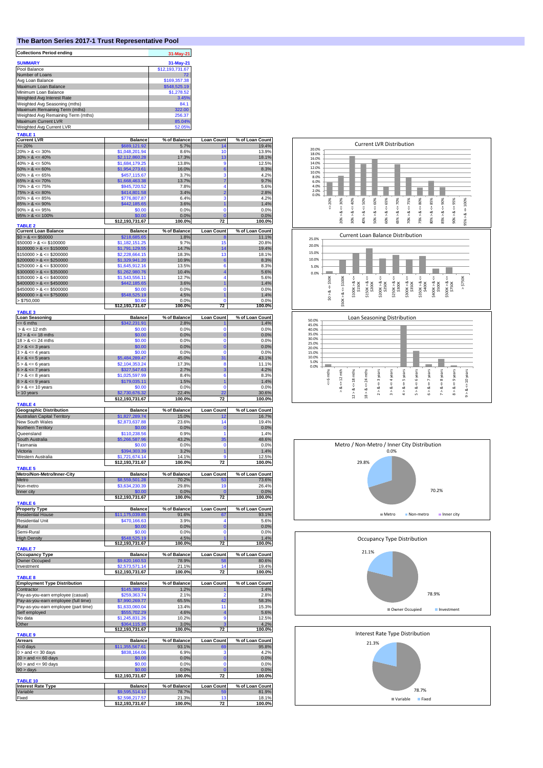# The Barton Series 2017-1 Trust Representative Pool

| Collections Period ending | 31-May-21 |
|---|---|

| SUMMARY | 31-May-21 |
|---|---|
| Pool Balance | $12,193,731.67 |
| Number of Loans | 72 |
| Avg Loan Balance | $169,357.38 |
| Maximum Loan Balance | $548,525.19 |
| Minimum Loan Balance | $1,278.52 |
| Weighted Avg Interest Rate | 3.45% |
| Weighted Avg Seasoning (mths) | 84.1 |
| Maximum Remaining Term (mths) | 322.00 |
| Weighted Avg Remaining Term (mths) | 256.37 |
| Maximum Current LVR | 85.04% |
| Weighted Avg Current LVR | 52.05% |

**TABLE 1**

| Current LVR | Balance | % of Balance | Loan Count | % of Loan Count |
|---|---|---|---|---|
| <= 20% | $689,121.92 | 5.7% | 14 | 19.4% |
| 20% > & <= 30% | $1,048,201.94 | 8.6% | 10 | 13.9% |
| 30% > & <= 40% | $2,112,860.28 | 17.3% | 13 | 18.1% |
| 40% > & <= 50% | $1,684,179.25 | 13.8% | 9 | 12.5% |
| 50% > & <= 60% | $1,954,273.61 | 16.0% | 6 | 8.3% |
| 60% > & <= 65% | $457,115.67 | 3.7% | 3 | 4.2% |
| 65% > & <= 70% | $1,668,463.38 | 13.7% | 7 | 9.7% |
| 70% > & <= 75% | $945,720.52 | 7.8% | 4 | 5.6% |
| 75% > & <= 80% | $414,801.58 | 3.4% | 2 | 2.8% |
| 80% > & <= 85% | $776,807.87 | 6.4% | 3 | 4.2% |
| 85% > & <= 90% | $442,185.65 | 3.6% | 1 | 1.4% |
| 90% > & <= 95% | $0.00 | 0.0% | 0 | 0.0% |
| 95% > & <= 100% | $0.00 | 0.0% | 0 | 0.0% |
| | $12,193,731.67 | 100.0% | 72 | 100.0% |

Current LVR Distribution

**TABLE 2**

| Current Loan Balance | Balance | % of Balance | Loan Count | % of Loan Count |
|---|---|---|---|---|
| $0 > & <= $50000 | $218,685.65 | 1.8% | 8 | 11.1% |
| $50000 > & <= $100000 | $1,182,151.25 | 9.7% | 15 | 20.8% |
| $100000 > & <= $150000 | $1,791,129.55 | 14.7% | 14 | 19.4% |
| $150000 > & <= $200000 | $2,228,664.15 | 18.3% | 13 | 18.1% |
| $200000 > & <= $250000 | $1,329,941.20 | 10.9% | 6 | 8.3% |
| $250000 > & <= $300000 | $1,645,912.16 | 13.5% | 6 | 8.3% |
| $300000 > & <= $350000 | $1,262,980.76 | 10.4% | 4 | 5.6% |
| $350000 > & <= $400000 | $1,543,556.11 | 12.7% | 4 | 5.6% |
| $400000 > & <= $450000 | $442,185.65 | 3.6% | 1 | 1.4% |
| $450000 > & <= $500000 | $0.00 | 0.0% | 0 | 0.0% |
| $500000 > & <= $750000 | $548,525.19 | 4.5% | 1 | 1.4% |
| > $750,000 | $0.00 | 0.0% | 0 | 0.0% |
| | $12,193,731.67 | 100.0% | 72 | 100.0% |

Current Loan Balance Distribution

**TABLE 3**

| Loan Seasoning | Balance | % of Balance | Loan Count | % of Loan Count |
|---|---|---|---|---|
| <= 6 mths | $342,231.91 | 2.8% | 1 | 1.4% |
| > & <= 12 mth | $0.00 | 0.0% | 0 | 0.0% |
| 12 > & <= 18 mths | $0.00 | 0.0% | 0 | 0.0% |
| 18 > & <= 24 mths | $0.00 | 0.0% | 0 | 0.0% |
| 2 > & <= 3 years | $0.00 | 0.0% | 0 | 0.0% |
| 3 > & <= 4 years | $0.00 | 0.0% | 0 | 0.0% |
| 4 > & <= 5 years | $5,484,289.47 | 45.0% | 31 | 43.1% |
| 5 > & <= 6 years | $2,104,353.24 | 17.3% | 8 | 11.1% |
| 6 > & <= 7 years | $327,547.63 | 2.7% | 3 | 4.2% |
| 7 > & <= 8 years | $1,025,597.99 | 8.4% | 6 | 8.3% |
| 8 > & <= 9 years | $179,035.11 | 1.5% | 1 | 1.4% |
| 9 > & <= 10 years | $0.00 | 0.0% | 0 | 0.0% |
| > 10 years | $2,730,676.32 | 22.4% | 22 | 30.6% |
| | $12,193,731.67 | 100.0% | 72 | 100.0% |

Loan Seasoning Distribution

**TABLE 4**

| Geographic Distribution | Balance | % of Balance | Loan Count | % of Loan Count |
|---|---|---|---|---|
| Australian Capital Territory | $1,827,289.74 | 15.0% | 12 | 16.7% |
| New South Wales | $2,873,637.88 | 23.6% | 14 | 19.4% |
| Northern Territory | $0.00 | 0.0% | 0 | 0.0% |
| Queensland | $110,238.56 | 0.9% | 1 | 1.4% |
| South Australia | $5,266,587.96 | 43.2% | 35 | 48.6% |
| Tasmania | $0.00 | 0.0% | 0 | 0.0% |
| Victoria | $394,303.39 | 3.2% | 1 | 1.4% |
| Western Australia | $1,721,674.14 | 14.1% | 9 | 12.5% |
| | $12,193,731.67 | 100.0% | 72 | 100.0% |

**TABLE 5**

| Metro/Non-Metro/Inner-City | Balance | % of Balance | Loan Count | % of Loan Count |
|---|---|---|---|---|
| Metro | $8,559,501.28 | 70.2% | 53 | 73.6% |
| Non-metro | $3,634,230.39 | 29.8% | 19 | 26.4% |
| Inner city | $0.00 | 0.0% | 0 | 0.0% |
| | $12,193,731.67 | 100.0% | 72 | 100.0% |

Metro / Non-Metro / Inner City Distribution
0.0%
29.8%
70.2%
Metro Non-metro Inner city

**TABLE 6**

| Property Type | Balance | % of Balance | Loan Count | % of Loan Count |
|---|---|---|---|---|
| Residential House | $11,175,039.85 | 91.6% | 67 | 93.1% |
| Residential Unit | $470,166.63 | 3.9% | 4 | 5.6% |
| Rural | $0.00 | 0.0% | 0 | 0.0% |
| Semi-Rural | $0.00 | 0.0% | 0 | 0.0% |
| High Density | $548,525.19 | 4.5% | 1 | 1.4% |
| | $12,193,731.67 | 100.0% | 72 | 100.0% |

**TABLE 7**

| Occupancy Type | Balance | % of Balance | Loan Count | % of Loan Count |
|---|---|---|---|---|
| Owner Occupied | $9,620,160.53 | 78.9% | 58 | 80.6% |
| Investment | $2,573,571.14 | 21.1% | 14 | 19.4% |
| | $12,193,731.67 | 100.0% | 72 | 100.0% |

Occupancy Type Distribution
21.1%
78.9%
Owner Occupied Investment

**TABLE 8**

| Employment Type Distribution | Balance | % of Balance | Loan Count | % of Loan Count |
|---|---|---|---|---|
| Contractor | $145,389.22 | 1.2% | 1 | 1.4% |
| Pay-as-you-earn employee (casual) | $259,363.74 | 2.1% | 2 | 2.8% |
| Pay-as-you-earn employee (full time) | $7,990,269.77 | 65.5% | 42 | 58.3% |
| Pay-as-you-earn employee (part time) | $1,633,060.04 | 13.4% | 11 | 15.3% |
| Self employed | $555,702.29 | 4.6% | 4 | 5.6% |
| No data | $1,245,831.26 | 10.2% | 9 | 12.5% |
| Other | $364,115.35 | 3.0% | 3 | 4.2% |
| | $12,193,731.67 | 100.0% | 72 | 100.0% |

**TABLE 9**

| Arrears | Balance | % of Balance | Loan Count | % of Loan Count |
|---|---|---|---|---|
| <=0 days | $11,355,567.61 | 93.1% | 69 | 95.8% |
| 0 > and <= 30 days | $838,164.06 | 6.9% | 3 | 4.2% |
| 30 > and <= 60 days | $0.00 | 0.0% | 0 | 0.0% |
| 60 > and <= 90 days | $0.00 | 0.0% | 0 | 0.0% |
| 90 > days | $0.00 | 0.0% | 0 | 0.0% |
| | $12,193,731.67 | 100.0% | 72 | 100.0% |

**TABLE 10**

| Interest Rate Type | Balance | % of Balance | Loan Count | % of Loan Count |
|---|---|---|---|---|
| Variable | $9,595,514.10 | 78.7% | 59 | 81.9% |
| Fixed | $2,598,217.57 | 21.3% | 13 | 18.1% |
| | $12,193,731.67 | 100.0% | 72 | 100.0% |

Interest Rate Type Distribution
21.3%
78.7%
Variable Fixed